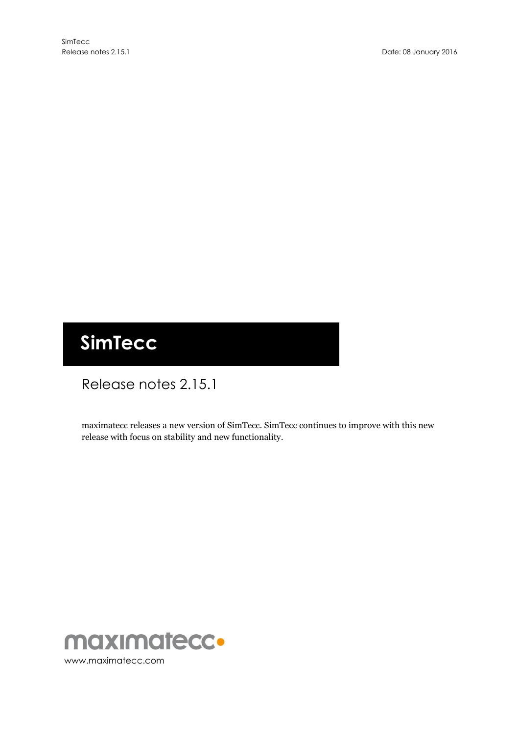# SimTecc

## Release notes 2.15.1

maximatecc releases a new version of SimTecc. SimTecc continues to improve with this new release with focus on stability and new functionality.

maximatecc

www.maximatecc.com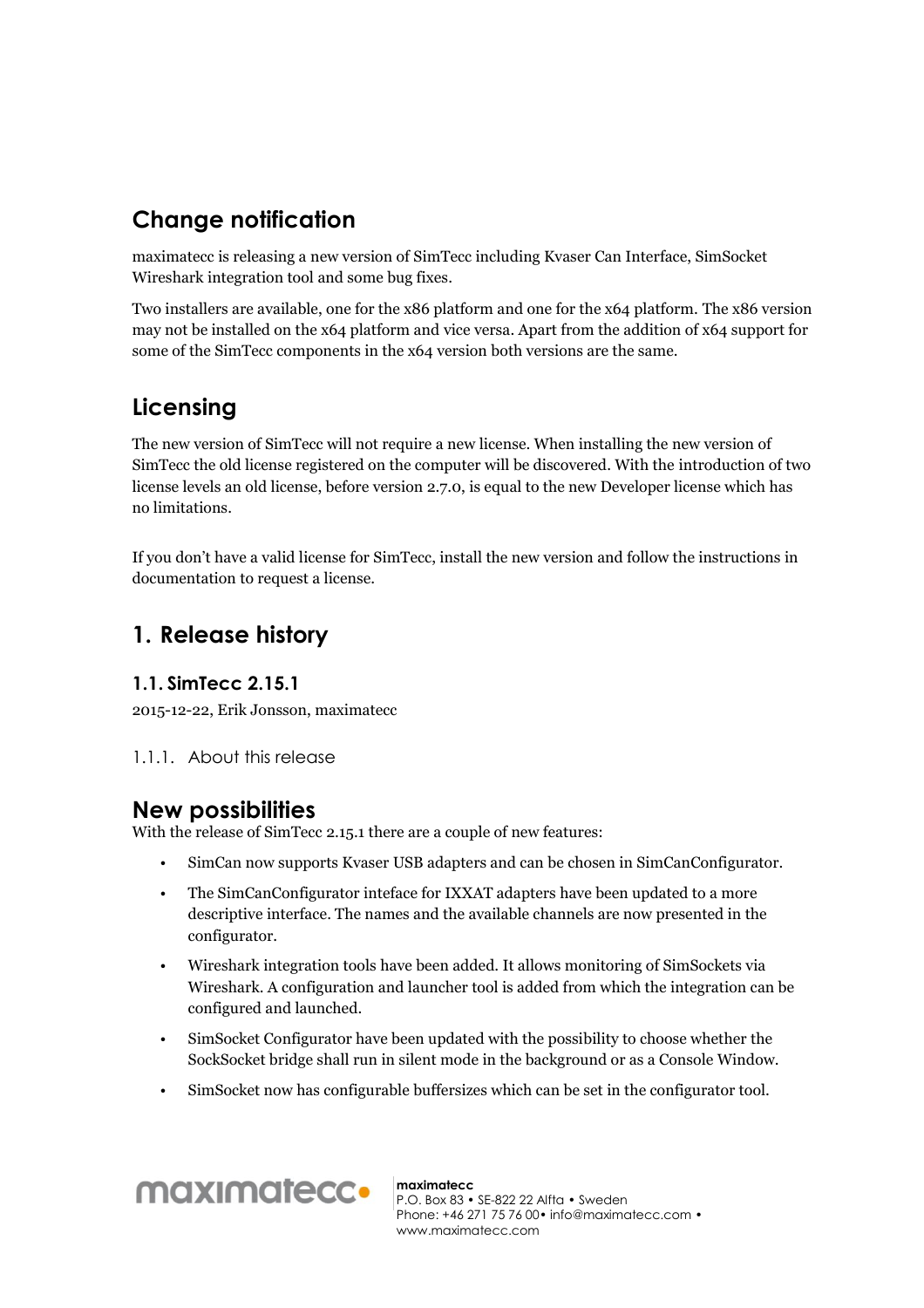## Change notification

maximatecc is releasing a new version of SimTecc including Kvaser Can Interface, SimSocket Wireshark integration tool and some bug fixes.

Two installers are available, one for the x86 platform and one for the x64 platform. The x86 version may not be installed on the x64 platform and vice versa. Apart from the addition of x64 support for some of the SimTecc components in the x64 version both versions are the same.

## Licensing

The new version of SimTecc will not require a new license. When installing the new version of SimTecc the old license registered on the computer will be discovered. With the introduction of two license levels an old license, before version 2.7.0, is equal to the new Developer license which has no limitations.

If you don't have a valid license for SimTecc, install the new version and follow the instructions in documentation to request a license.

# 1. Release history

### 1.1. SimTecc 2.15.1

2015-12-22, Erik Jonsson, maximatecc

#### 1.1.1. About this release

## New possibilities

With the release of SimTecc 2.15.1 there are a couple of new features:

- SimCan now supports Kvaser USB adapters and can be chosen in SimCanConfigurator.
- The SimCanConfigurator inteface for IXXAT adapters have been updated to a more descriptive interface. The names and the available channels are now presented in the configurator.
- Wireshark integration tools have been added. It allows monitoring of SimSockets via Wireshark. A configuration and launcher tool is added from which the integration can be configured and launched.
- SimSocket Configurator have been updated with the possibility to choose whether the SockSocket bridge shall run in silent mode in the background or as a Console Window.
- SimSocket now has configurable buffersizes which can be set in the configurator tool.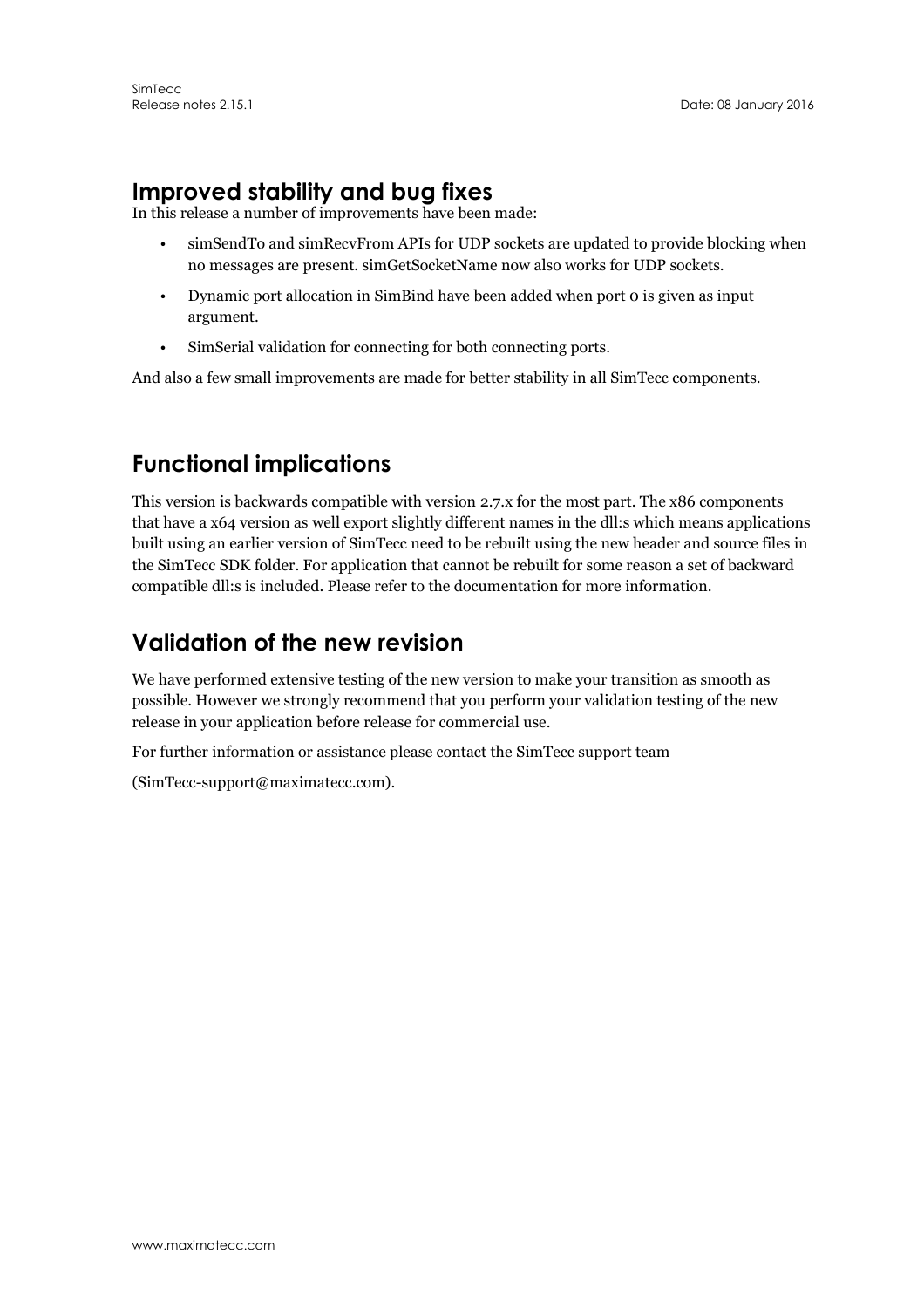## Improved stability and bug fixes

In this release a number of improvements have been made:

- simSendTo and simRecvFrom APIs for UDP sockets are updated to provide blocking when no messages are present. simGetSocketName now also works for UDP sockets.
- Dynamic port allocation in SimBind have been added when port 0 is given as input argument.
- SimSerial validation for connecting for both connecting ports.

And also a few small improvements are made for better stability in all SimTecc components.

## Functional implications

This version is backwards compatible with version 2.7.x for the most part. The x86 components that have a x64 version as well export slightly different names in the dll:s which means applications built using an earlier version of SimTecc need to be rebuilt using the new header and source files in the SimTecc SDK folder. For application that cannot be rebuilt for some reason a set of backward compatible dll:s is included. Please refer to the documentation for more information.

## Validation of the new revision

We have performed extensive testing of the new version to make your transition as smooth as possible. However we strongly recommend that you perform your validation testing of the new release in your application before release for commercial use.

For further information or assistance please contact the SimTecc support team

(SimTecc-support@maximatecc.com).